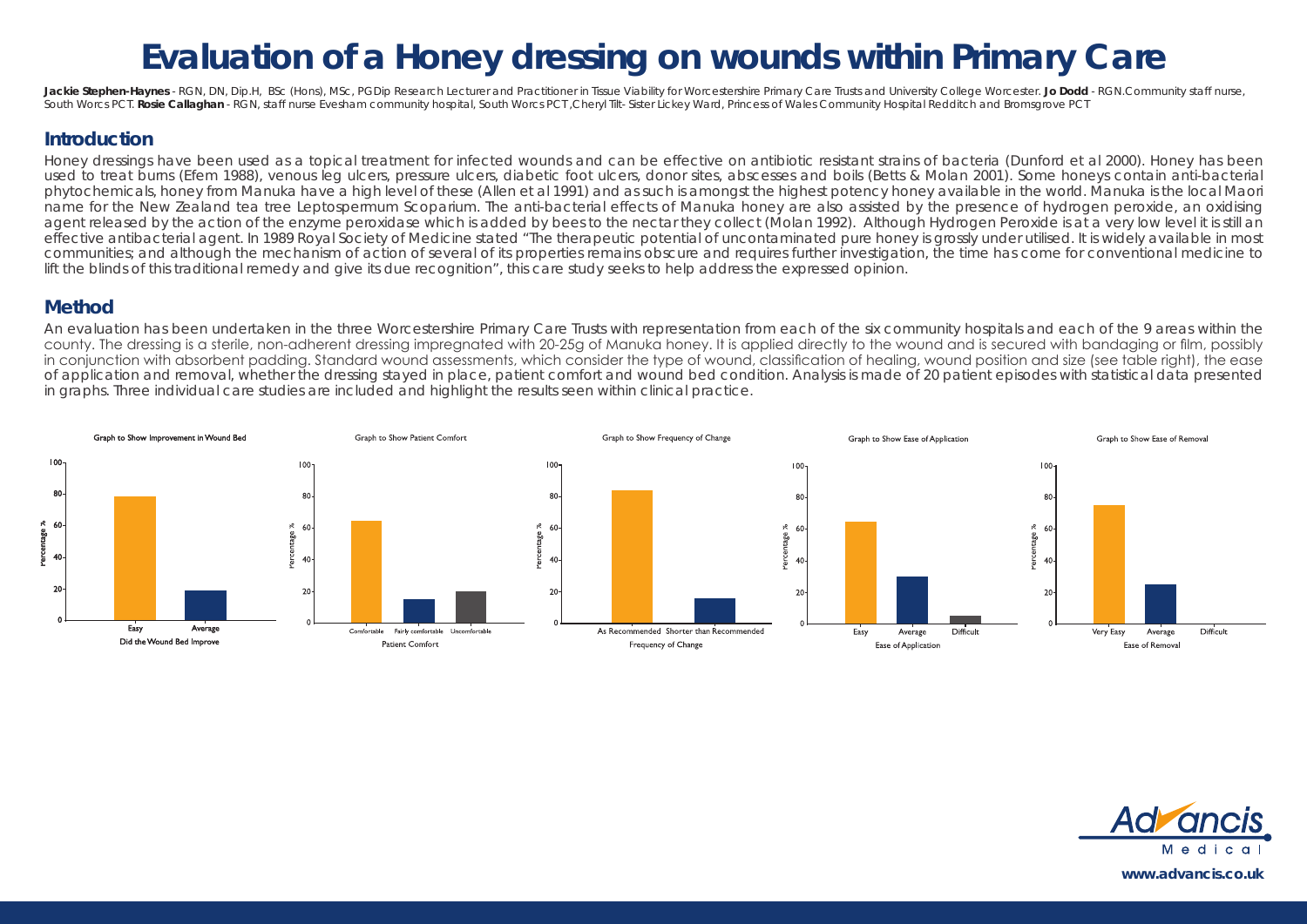# Evaluation of a Honey dressing on wounds within Primary Care

**Jackie Stephen-Haynes** - RGN, DN, Dip.H, BSc (Hons), MSc, PGDip Research Lecturer and Practitioner in Tissue Viability for Worcestershire Primary Care Trusts and University College Worcester. **Jo Dodd** - RGN.Community staff nurse, South Worcs PCT. **Rosie Callaghan** - RGN, staff nurse Evesham community hospital, South Worcs PCT,Cheryl Tilt- Sister Lickey Ward, Princess of Wales Community Hospital Redditch and Bromsgrove PCT

## Introduction

Honey dressings have been used as a topical treatment for infected wounds and can be effective on antibiotic resistant strains of bacteria (Dunford et al 2000). Honey has been used to treat burns (Efem 1988), venous leg ulcers, pressure ulcers, diabetic foot ulcers, donor sites, abscesses and boils (Betts & Molan 2001). Some honeys contain anti-bacterial phytochemicals, honey from Manuka have a high level of these (Allen et al 1991) and as such is amongst the highest potency honey available in the world. Manuka is the local Maori name for the New Zealand tea tree Leptospermum Scoparium. The anti-bacterial effects of Manuka honey are also assisted by the presence of hydrogen peroxide, an oxidising agent released by the action of the enzyme peroxidase which is added by bees to the nectar they collect (Molan 1992). Although Hydrogen Peroxide is at a very low level it is still an effective antibacterial agent. In 1989 Royal Society of Medicine stated "The therapeutic potential of uncontaminated pure honey is grossly under utilised. It is widely available in most communities; and although the mechanism of action of several of its properties remains obscure and requires further investigation, the time has come for conventional medicine to lift the blinds of this traditional remedy and give its due recognition", this care study seeks to help address the expressed opinion.

## Method

An evaluation has been undertaken in the three Worcestershire Primary Care Trusts with representation from each of the six community hospitals and each of the 9 areas within the county. The dressing is a sterile, non-adherent dressing impregnated with 20-25g of Manuka honey. It is applied directly to the wound and is secured with bandaging or film, possibly in conjunction with absorbent padding. Standard wound assessments, which consider the type of wound, classification of healing, wound position and size (see table right), the ease of application and removal, whether the dressing stayed in place, patient comfort and wound bed condition. Analysis is made of 20 patient episodes with statistical data presented in graphs. Three individual care studies are included and highlight the results seen within clinical practice.

Graph to Show Improvement in Wound Bed

Graph to Show Patient Comfort

Graph to Show Frequency of Change

Graph to Show Ease of Application

Graph to Show Ease of Removal

www.advancis.co.uk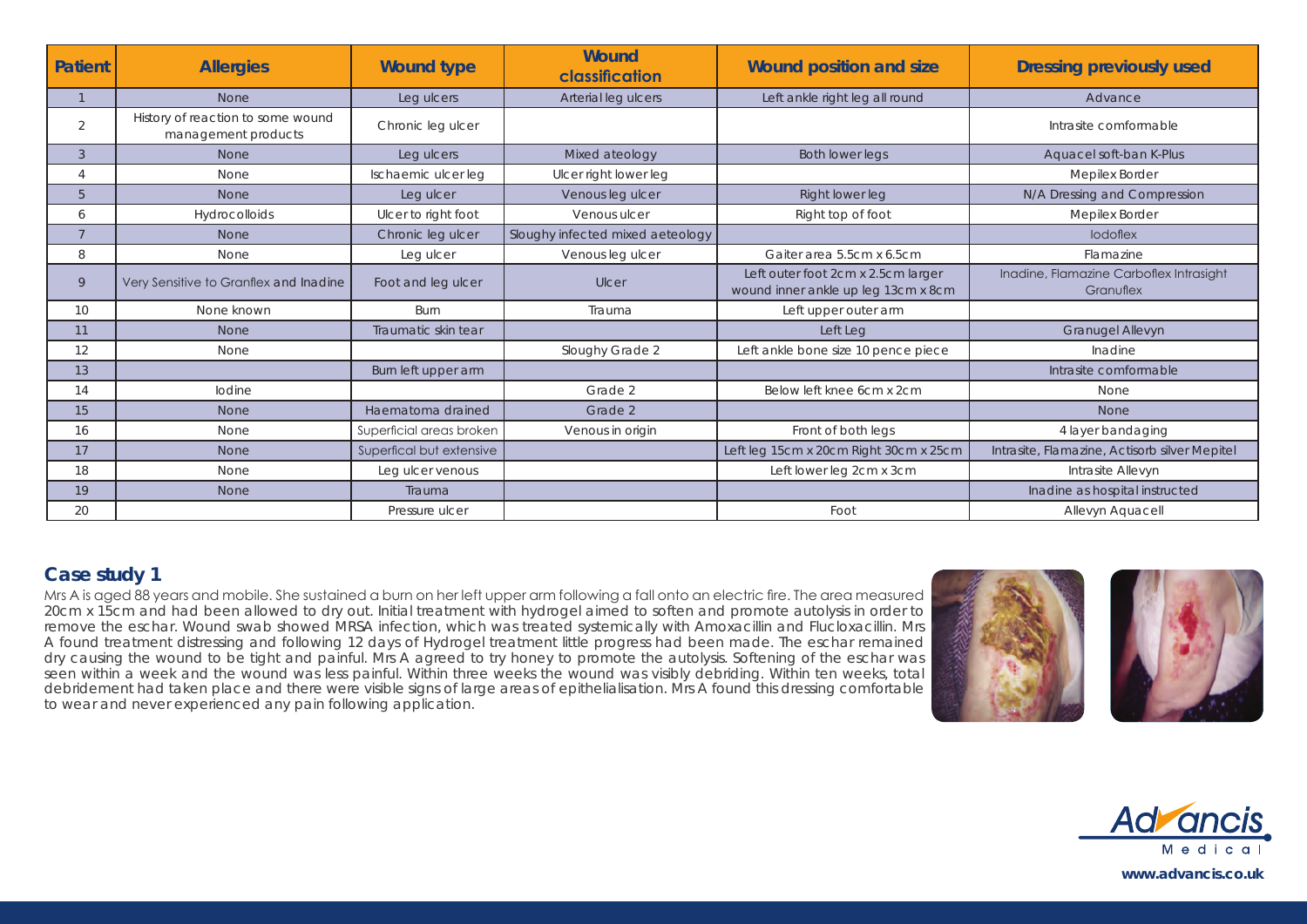| Patient | Allergies | Wound type | Wound classification | Wound position and size | Dressing previously used |
|---|---|---|---|---|---|
| 1 | None | Leg ulcers | Arterial leg ulcers | Left ankle right leg all round | Advance |
| 2 | History of reaction to some wound management products | Chronic leg ulcer | | | Intrasite comformable |
| 3 | None | Leg ulcers | Mixed ateology | Both lower legs | Aquacel soft-ban K-Plus |
| 4 | None | Ischaemic ulcer leg | Ulcer right lower leg | | Mepilex Border |
| 5 | None | Leg ulcer | Venous leg ulcer | Right lower leg | N/A Dressing and Compression |
| 6 | Hydrocolloids | Ulcer to right foot | Venous ulcer | Right top of foot | Mepilex Border |
| 7 | None | Chronic leg ulcer | Sloughy infected mixed aeteology | | Iodoflex |
| 8 | None | Leg ulcer | Venous leg ulcer | Gaiter area 5.5cm x 6.5cm | Flamazine |
| 9 | Very Sensitive to Granflex and Inadine | Foot and leg ulcer | Ulcer | Left outer foot 2cm x 2.5cm larger wound inner ankle up leg 13cm x 8cm | Inadine, Flamazine Carboflex Intrasight Granuflex |
| 10 | None known | Burn | Trauma | Left upper outer arm | |
| 11 | None | Traumatic skin tear | | Left Leg | Granugel Allevyn |
| 12 | None | | Sloughy Grade 2 | Left ankle bone size 10 pence piece | Inadine |
| 13 | | Burn left upper arm | | | Intrasite comformable |
| 14 | Iodine | | Grade 2 | Below left knee 6cm x 2cm | None |
| 15 | None | Haematoma drained | Grade 2 | | None |
| 16 | None | Superficial areas broken | Venous in origin | Front of both legs | 4 layer bandaging |
| 17 | None | Superfical but extensive | | Left leg 15cm x 20cm Right 30cm x 25cm | Intrasite, Flamazine, Actisorb silver Mepitel |
| 18 | None | Leg ulcer venous | | Left lower leg 2cm x 3cm | Intrasite Allevyn |
| 19 | None | Trauma | | | Inadine as hospital instructed |
| 20 | | Pressure ulcer | | Foot | Allevyn Aquacell |

## Case study 1

Mrs A is aged 88 years and mobile. She sustained a burn on her left upper arm following a fall onto an electric fire. The area measured 20cm x 15cm and had been allowed to dry out. Initial treatment with hydrogel aimed to soften and promote autolysis in order to remove the eschar. Wound swab showed MRSA infection, which was treated systemically with Amoxacillin and Flucloxacillin. Mrs A found treatment distressing and following 12 days of Hydrogel treatment little progress had been made. The eschar remained dry causing the wound to be tight and painful. Mrs A agreed to try honey to promote the autolysis. Softening of the eschar was seen within a week and the wound was less painful. Within three weeks the wound was visibly debriding. Within ten weeks, total debridement had taken place and there were visible signs of large areas of epithelialisation. Mrs A found this dressing comfortable to wear and never experienced any pain following application.

Advancis Medical

www.advancis.co.uk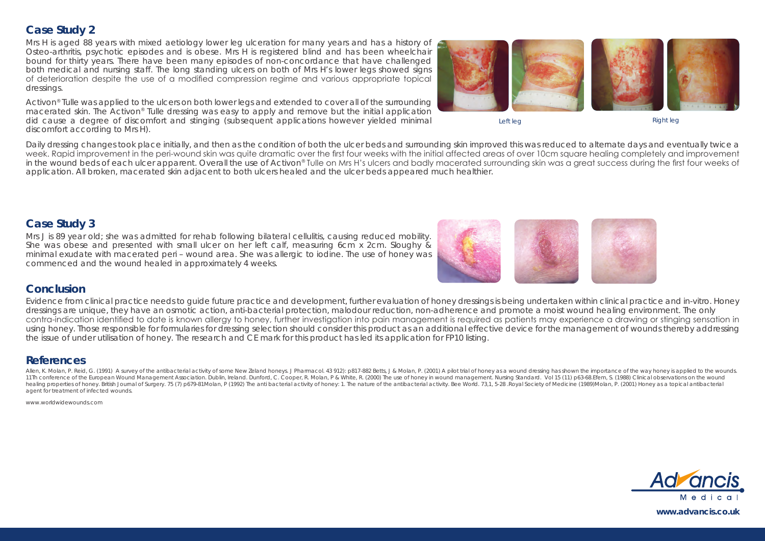## Case Study 2

Mrs H is aged 88 years with mixed aetiology lower leg ulceration for many years and has a history of Osteo-arthritis, psychotic episodes and is obese. Mrs H is registered blind and has been wheelchair bound for thirty years. There have been many episodes of non-concordance that have challenged both medical and nursing staff. The long standing ulcers on both of Mrs H's lower legs showed signs of deterioration despite the use of a modified compression regime and various appropriate topical dressings.

Activon® Tulle was applied to the ulcers on both lower legs and extended to cover all of the surrounding macerated skin. The Activon® Tulle dressing was easy to apply and remove but the initial application did cause a degree of discomfort and stinging (subsequent applications however yielded minimal discomfort according to Mrs H).

Left leg

Right leg

Daily dressing changes took place initially, and then as the condition of both the ulcer beds and surrounding skin improved this was reduced to alternate days and eventually twice a week. Rapid improvement in the peri-wound skin was quite dramatic over the first four weeks with the initial affected areas of over 10cm square healing completely and improvement in the wound beds of each ulcer apparent. Overall the use of Activon® Tulle on Mrs H's ulcers and badly macerated surrounding skin was a great success during the first four weeks of application. All broken, macerated skin adjacent to both ulcers healed and the ulcer beds appeared much healthier.

## Case Study 3

Mrs J is 89 year old; she was admitted for rehab following bilateral cellulitis, causing reduced mobility. She was obese and presented with small ulcer on her left calf, measuring 6cm x 2cm. Sloughy & minimal exudate with macerated peri – wound area. She was allergic to iodine. The use of honey was commenced and the wound healed in approximately 4 weeks.

## Conclusion

Evidence from clinical practice needs to guide future practice and development, further evaluation of honey dressings is being undertaken within clinical practice and in-vitro. Honey dressings are unique, they have an osmotic action, anti-bacterial protection, malodour reduction, non-adherence and promote a moist wound healing environment. The only contra-indication identified to date is known allergy to honey, further investigation into pain management is required as patients may experience a drawing or stinging sensation in using honey. Those responsible for formularies for dressing selection should consider this product as an additional effective device for the management of wounds thereby addressing the issue of under utilisation of honey. The research and CE mark for this product has led its application for FP10 listing.

## References

Allen, K. Molan, P. Reid, G. (1991) A survey of the antibacterial activity of some New Zeland honeys. J Pharmacol. 43 912): p817-882 Betts, J & Molan, P. (2001) A pilot trial of honey as a wound dressing has shown the importance of the way honey is applied to the wounds. 11Th conference of the European Wound Management Association. Dublin, Ireland. Dunford, C. Cooper, R. Molan, P & White, R. (2000) The use of honey in wound management. Nursing Standard. Vol 15 (11) p63-68.Efem, S. (1988) Clinical observations on the wound healing properties of honey. British Journal of Surgery. 75 (7) p679-81Molan, P (1992) The anti bacterial activity of honey: 1. The nature of the antibacterial activity. Bee World. 73,1, 5-28 .Royal Society of Medicine (1989)Molan, P. (2001) Honey as a topical antibacterial agent for treatment of infected wounds.

www.worldwidewounds.com

Advancis Medical

**www.advancis.co.uk**